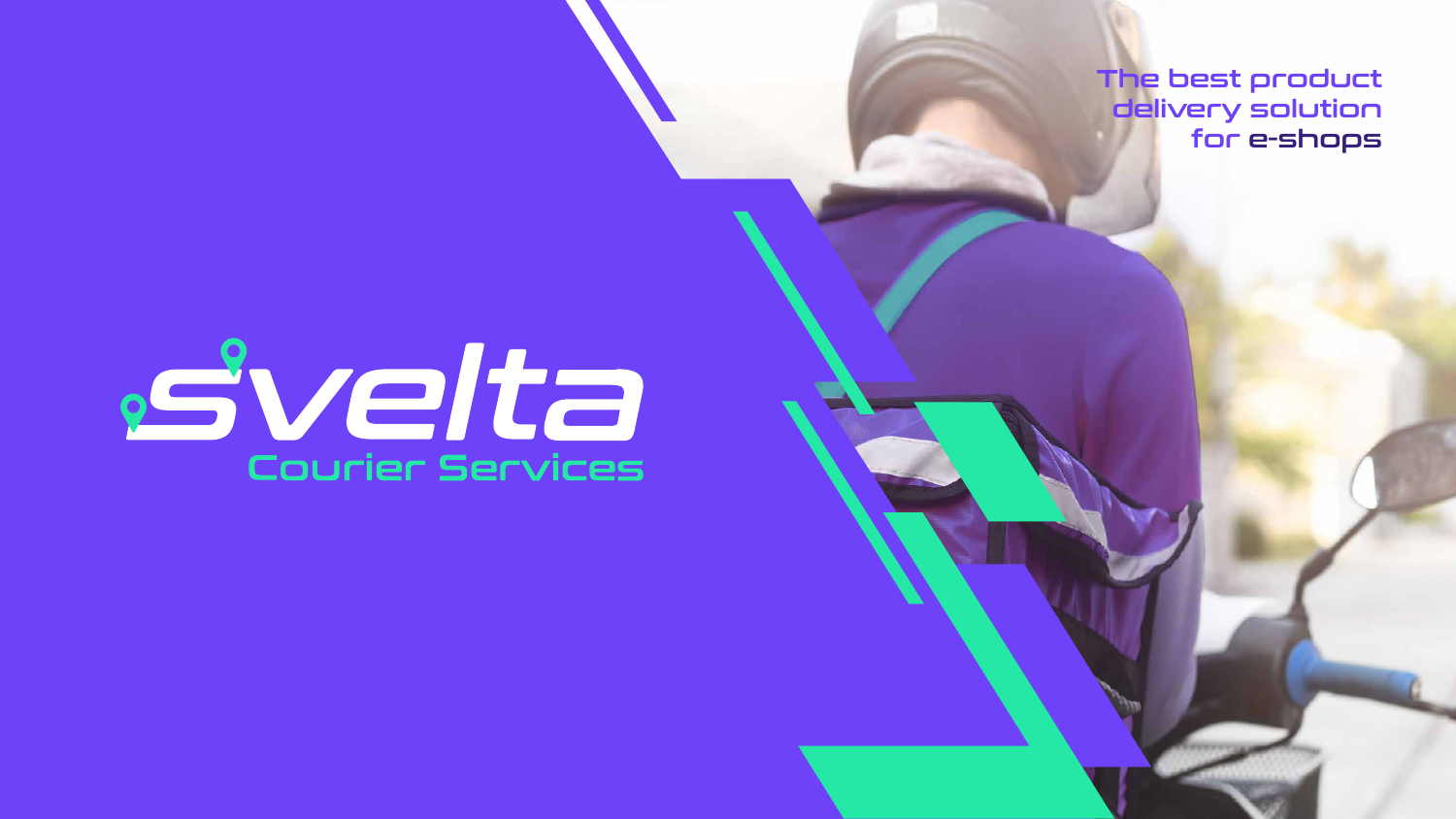The best product delivery solution for e-shops

# svelta

## Courier Services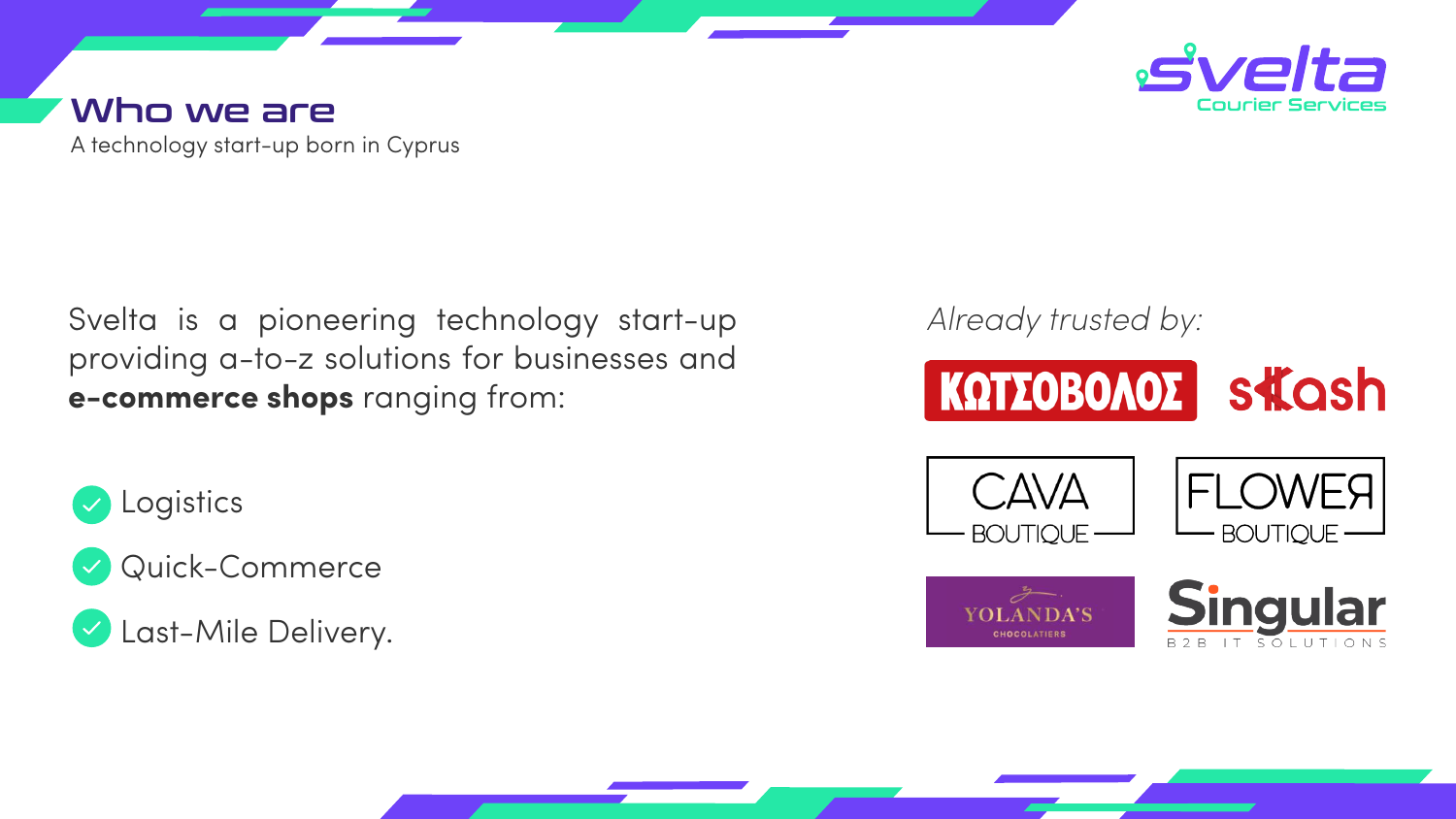# Who we are

A technology start-up born in Cyprus

svelta Courier Services

Svelta is a pioneering technology start-up providing a-to-z solutions for businesses and **e-commerce shops** ranging from:

- Logistics
- Quick-Commerce
- Last-Mile Delivery.

*Already trusted by:*

ΚΩΤΣΟΒΟΛΟΣ

skash

CAVA BOUTIQUE

FLOWER BOUTIQUE

YOLANDA'S CHOCOLATIERS

Singular B2B IT SOLUTIONS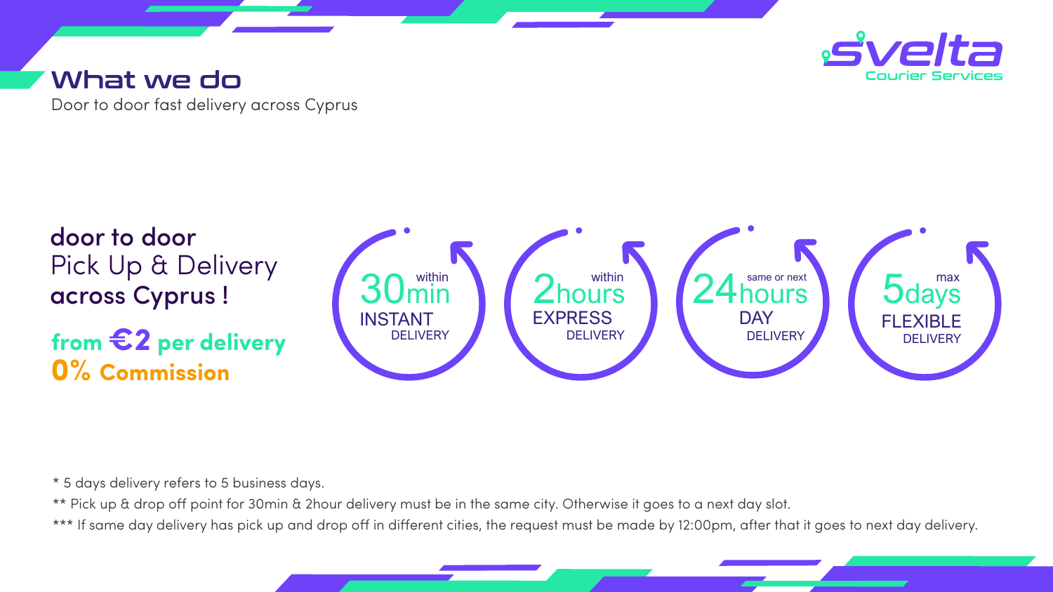svelta
Courier Services

# What we do

Door to door fast delivery across Cyprus

**door to door**
Pick Up & Delivery
**across Cyprus !**

**from €2 per delivery**
**0% Commission**

- within **30min** INSTANT DELIVERY
- within **2hours** EXPRESS DELIVERY
- same or next **24hours** DAY DELIVERY
- max **5days** FLEXIBLE DELIVERY

* 5 days delivery refers to 5 business days.

** Pick up & drop off point for 30min & 2hour delivery must be in the same city. Otherwise it goes to a next day slot.

*** If same day delivery has pick up and drop off in different cities, the request must be made by 12:00pm, after that it goes to next day delivery.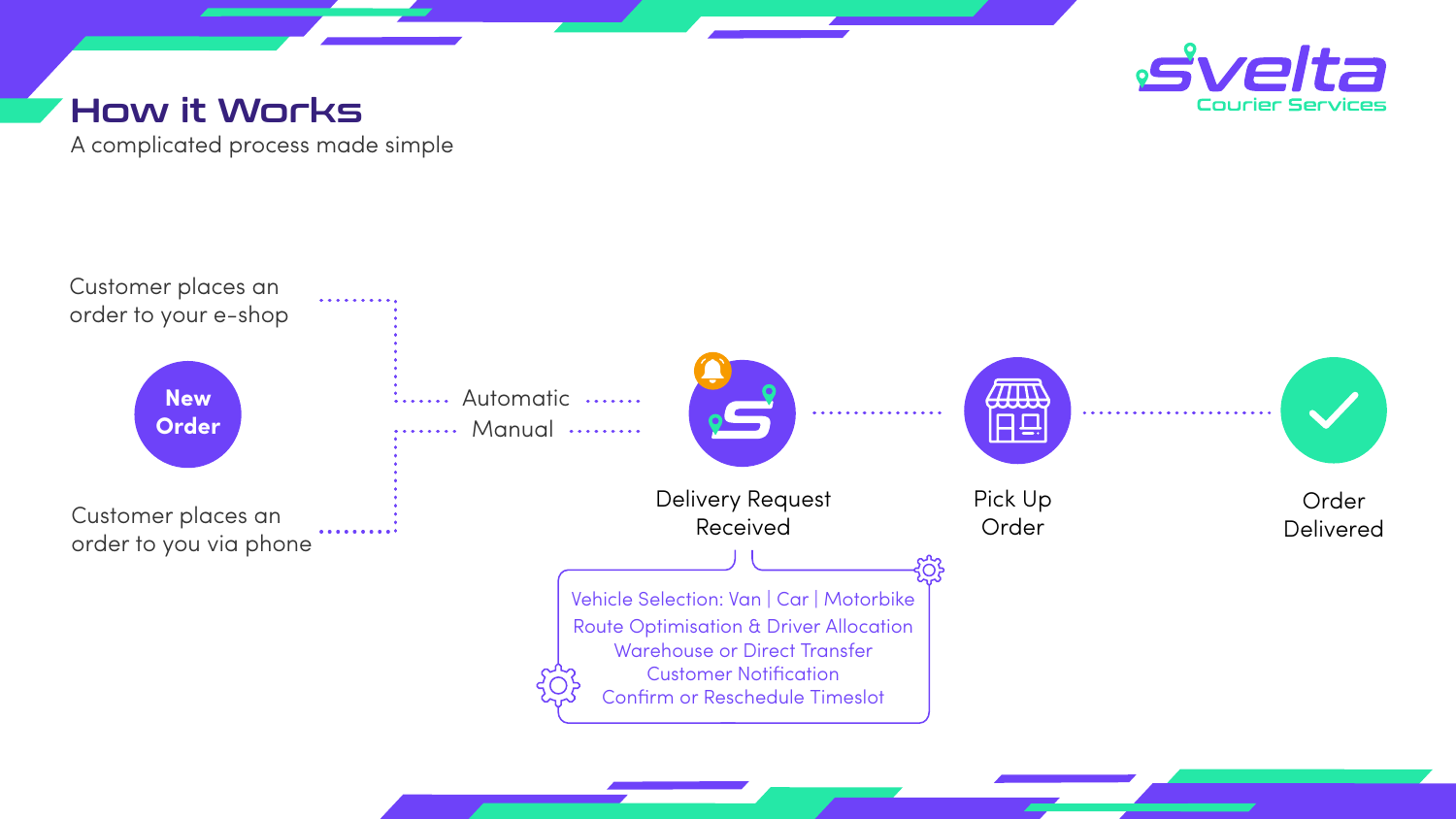svelta
Courier Services

# How it Works

A complicated process made simple

Customer places an order to your e-shop

**New Order**

Customer places an order to you via phone

Automatic

Manual

Delivery Request Received

- Vehicle Selection: Van | Car | Motorbike
- Route Optimisation & Driver Allocation
- Warehouse or Direct Transfer
- Customer Notification
- Confirm or Reschedule Timeslot

Pick Up Order

Order Delivered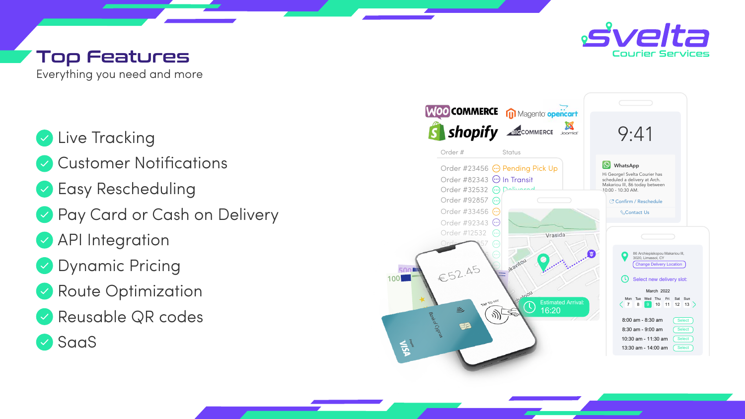# Top Features

Everything you need and more

- Live Tracking
- Customer Notifications
- Easy Rescheduling
- Pay Card or Cash on Delivery
- API Integration
- Dynamic Pricing
- Route Optimization
- Reusable QR codes
- SaaS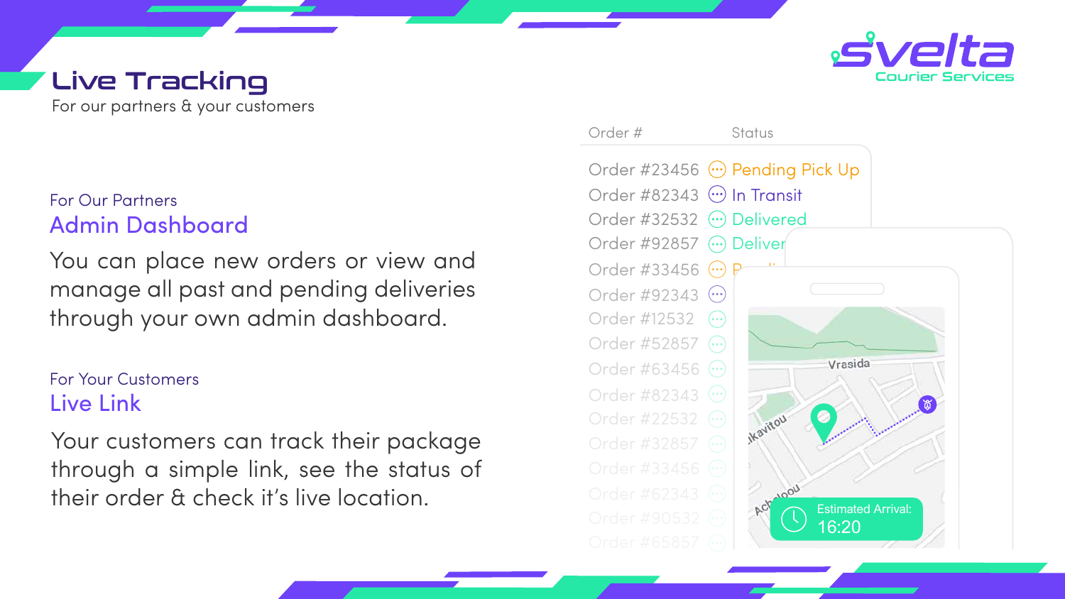# Live Tracking

For our partners & your customers

For Our Partners

## Admin Dashboard

You can place new orders or view and manage all past and pending deliveries through your own admin dashboard.

For Your Customers

## Live Link

Your customers can track their package through a simple link, see the status of their order & check it's live location.

| Order # | Status |
| --- | --- |
| Order #23456 | Pending Pick Up |
| Order #82343 | In Transit |
| Order #32532 | Delivered |
| Order #92857 | Deliver |
| Order #33456 | |
| Order #92343 | |
| Order #12532 | |
| Order #52857 | |
| Order #63456 | |
| Order #82343 | |
| Order #22532 | |
| Order #32857 | |
| Order #33456 | |
| Order #62343 | |
| Order #90532 | |
| Order #65857 | |

Estimated Arrival: 16:20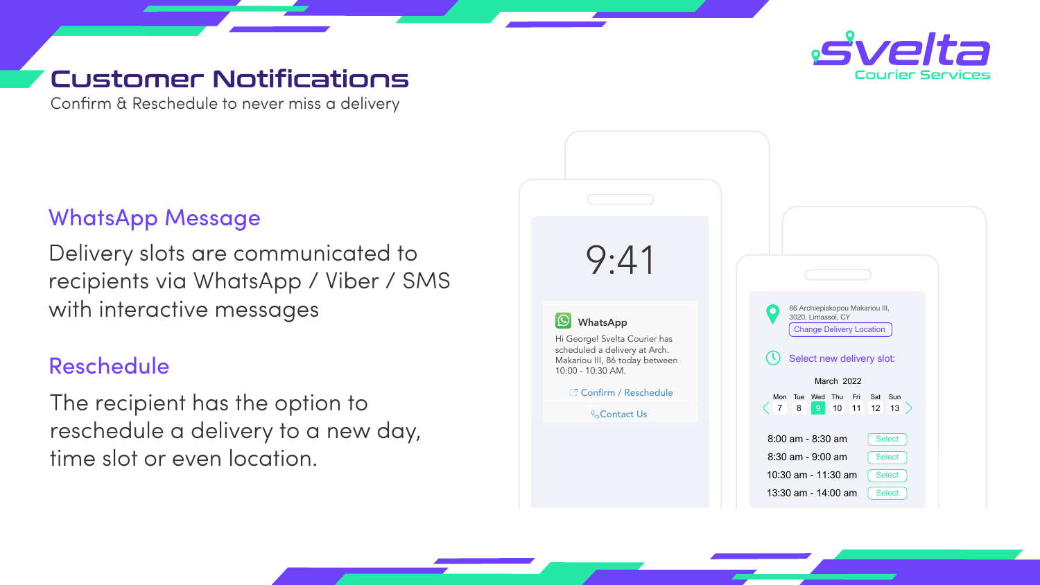# Customer Notifications

Confirm & Reschedule to never miss a delivery

## WhatsApp Message

Delivery slots are communicated to recipients via WhatsApp / Viber / SMS with interactive messages

## Reschedule

The recipient has the option to reschedule a delivery to a new day, time slot or even location.

9:41

**WhatsApp**

Hi George! Svelta Courier has scheduled a delivery at Arch. Makariou III, 86 today between 10:00 - 10:30 AM.

Confirm / Reschedule

Contact Us

86 Archiepiskopou Makariou III, 3020, Limassol, CY

Change Delivery Location

Select new delivery slot:

March 2022

| Mon | Tue | Wed | Thu | Fri | Sat | Sun |
|---|---|---|---|---|---|---|
| 7 | 8 | 9 | 10 | 11 | 12 | 13 |

| Slot | |
|---|---|
| 8:00 am - 8:30 am | Select |
| 8:30 am - 9:00 am | Select |
| 10:30 am - 11:30 am | Select |
| 13:30 am - 14:00 am | Select |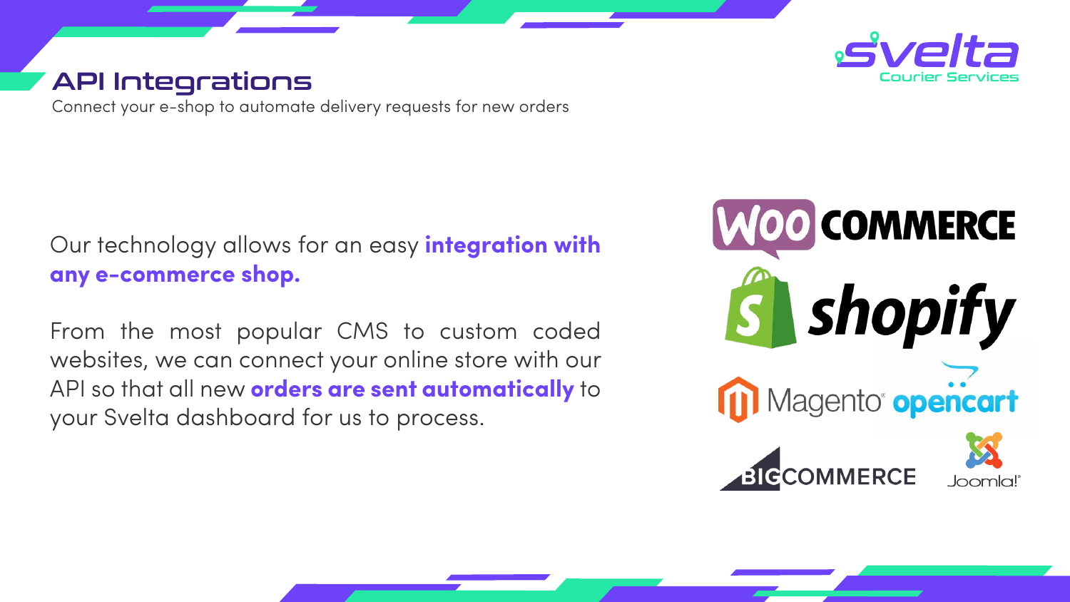# API Integrations

Connect your e-shop to automate delivery requests for new orders

Our technology allows for an easy **integration with any e-commerce shop.**

From the most popular CMS to custom coded websites, we can connect your online store with our API so that all new **orders are sent automatically** to your Svelta dashboard for us to process.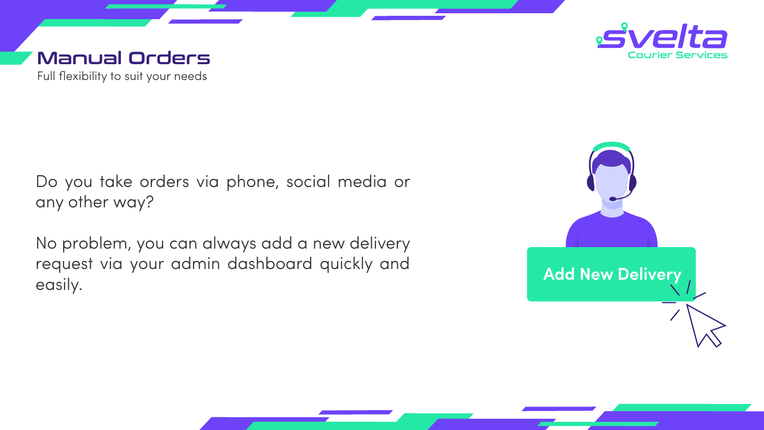# Manual Orders

Full flexibility to suit your needs

Do you take orders via phone, social media or any other way?

No problem, you can always add a new delivery request via your admin dashboard quickly and easily.

Add New Delivery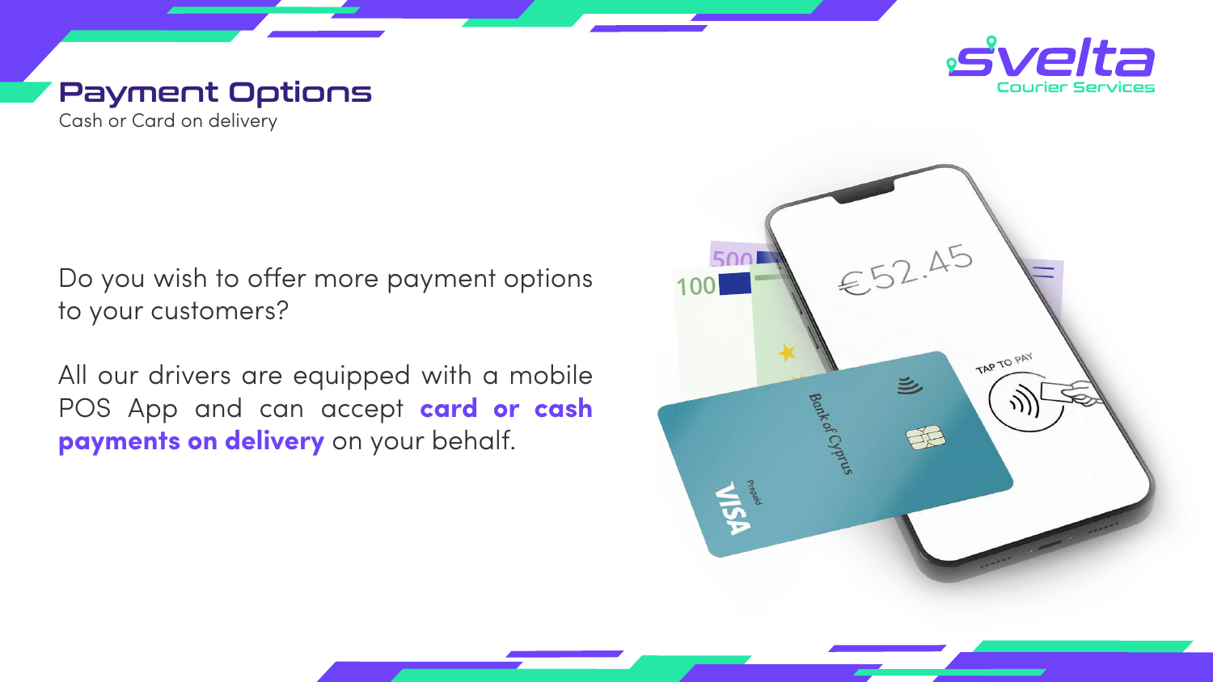# Payment Options

Cash or Card on delivery

Do you wish to offer more payment options to your customers?

All our drivers are equipped with a mobile POS App and can accept **card or cash payments on delivery** on your behalf.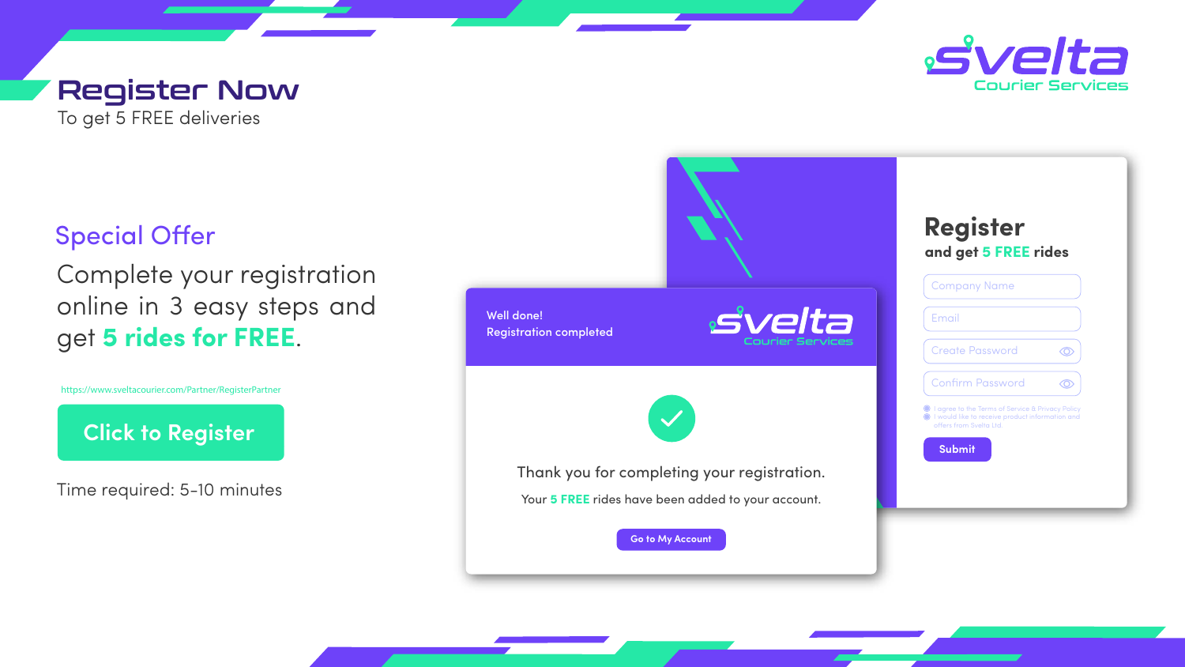# Register Now

To get 5 FREE deliveries

**Svelta**
Courier Services

## Special Offer

Complete your registration online in 3 easy steps and get **5 rides for FREE**.

https://www.sveltacourier.com/Partner/RegisterPartner

**Click to Register**

Time required: 5-10 minutes

Well done!
Registration completed

Svelta
Courier Services

Thank you for completing your registration.

Your **5 FREE** rides have been added to your account.

Go to My Account

## Register

**and get 5 FREE rides**

Company Name

Email

Create Password

Confirm Password

I agree to the Terms of Service & Privacy Policy

I would like to receive product information and offers from Svelta Ltd.

Submit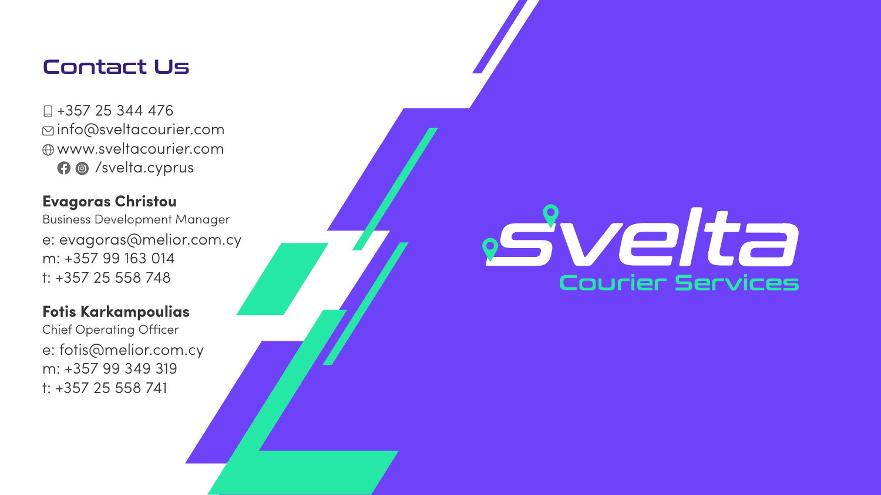## Contact Us

+357 25 344 476
info@sveltacourier.com
www.sveltacourier.com
/svelta.cyprus

**Evagoras Christou**
Business Development Manager
e: evagoras@melior.com.cy
m: +357 99 163 014
t: +357 25 558 748

**Fotis Karkampoulias**
Chief Operating Officer
e: fotis@melior.com.cy
m: +357 99 349 319
t: +357 25 558 741

svelta
Courier Services